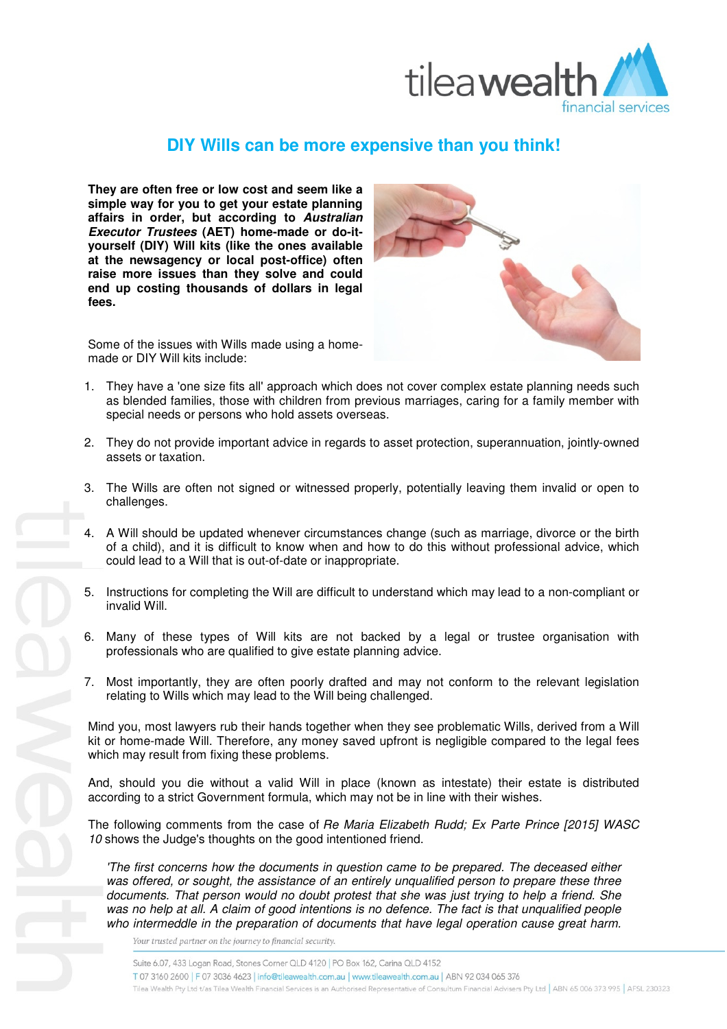# DIY Wills can be more expensive than you think!

**They are often free or low cost and seem like a simple way for you to get your estate planning affairs in order, but according to *Australian Executor Trustees* (AET) home-made or do-it-yourself (DIY) Will kits (like the ones available at the newsagency or local post-office) often raise more issues than they solve and could end up costing thousands of dollars in legal fees.**

Some of the issues with Wills made using a home-made or DIY Will kits include:

1. They have a 'one size fits all' approach which does not cover complex estate planning needs such as blended families, those with children from previous marriages, caring for a family member with special needs or persons who hold assets overseas.

2. They do not provide important advice in regards to asset protection, superannuation, jointly-owned assets or taxation.

3. The Wills are often not signed or witnessed properly, potentially leaving them invalid or open to challenges.

4. A Will should be updated whenever circumstances change (such as marriage, divorce or the birth of a child), and it is difficult to know when and how to do this without professional advice, which could lead to a Will that is out-of-date or inappropriate.

5. Instructions for completing the Will are difficult to understand which may lead to a non-compliant or invalid Will.

6. Many of these types of Will kits are not backed by a legal or trustee organisation with professionals who are qualified to give estate planning advice.

7. Most importantly, they are often poorly drafted and may not conform to the relevant legislation relating to Wills which may lead to the Will being challenged.

Mind you, most lawyers rub their hands together when they see problematic Wills, derived from a Will kit or home-made Will. Therefore, any money saved upfront is negligible compared to the legal fees which may result from fixing these problems.

And, should you die without a valid Will in place (known as intestate) their estate is distributed according to a strict Government formula, which may not be in line with their wishes.

The following comments from the case of *Re Maria Elizabeth Rudd; Ex Parte Prince [2015] WASC 10* shows the Judge's thoughts on the good intentioned friend.

> *'The first concerns how the documents in question came to be prepared. The deceased either was offered, or sought, the assistance of an entirely unqualified person to prepare these three documents. That person would no doubt protest that she was just trying to help a friend. She was no help at all. A claim of good intentions is no defence. The fact is that unqualified people who intermeddle in the preparation of documents that have legal operation cause great harm.*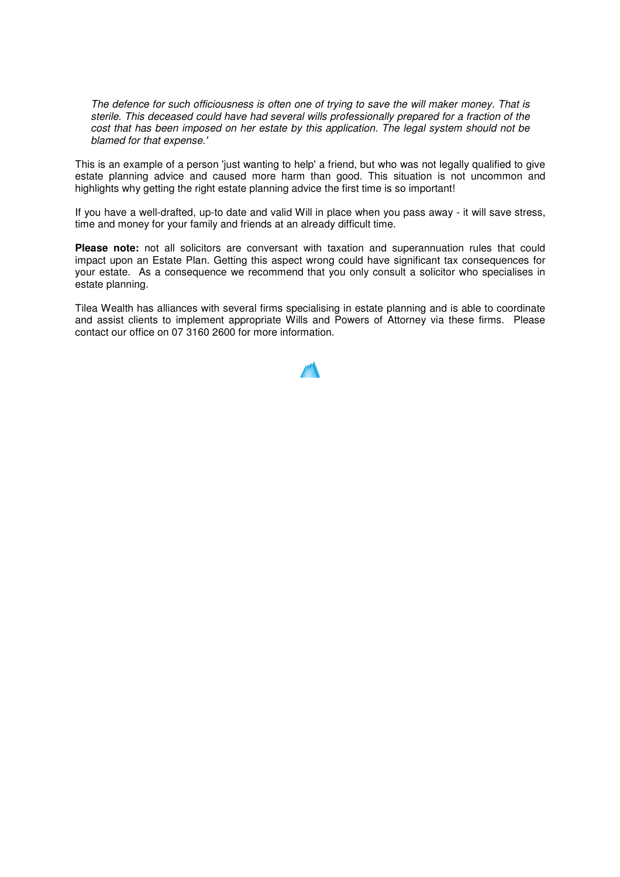> *The defence for such officiousness is often one of trying to save the will maker money. That is sterile. This deceased could have had several wills professionally prepared for a fraction of the cost that has been imposed on her estate by this application. The legal system should not be blamed for that expense.'*

This is an example of a person 'just wanting to help' a friend, but who was not legally qualified to give estate planning advice and caused more harm than good. This situation is not uncommon and highlights why getting the right estate planning advice the first time is so important!

If you have a well-drafted, up-to date and valid Will in place when you pass away - it will save stress, time and money for your family and friends at an already difficult time.

**Please note:** not all solicitors are conversant with taxation and superannuation rules that could impact upon an Estate Plan. Getting this aspect wrong could have significant tax consequences for your estate. As a consequence we recommend that you only consult a solicitor who specialises in estate planning.

Tilea Wealth has alliances with several firms specialising in estate planning and is able to coordinate and assist clients to implement appropriate Wills and Powers of Attorney via these firms. Please contact our office on 07 3160 2600 for more information.